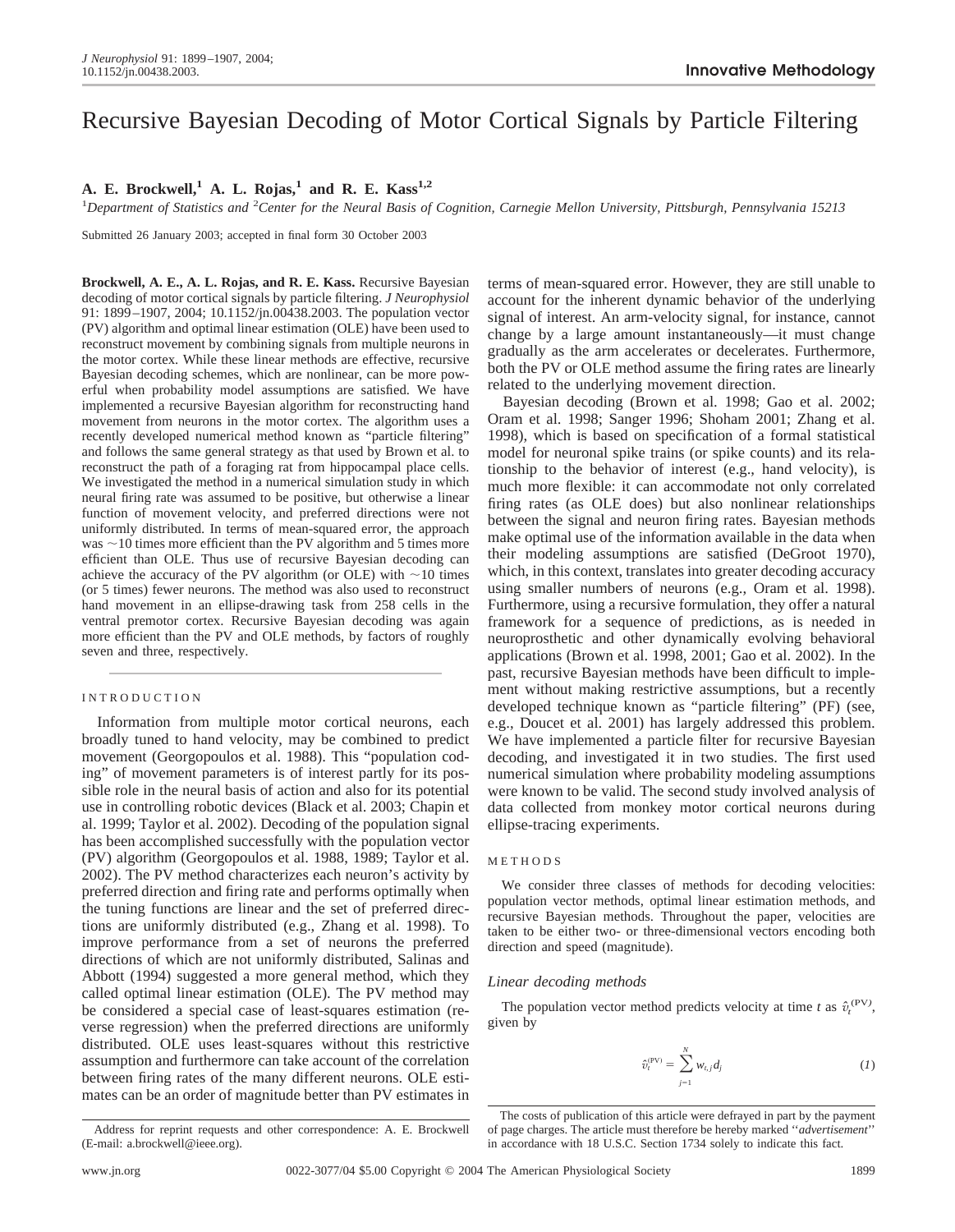Innovative Methodology

# Recursive Bayesian Decoding of Motor Cortical Signals by Particle Filtering

**A. E. Brockwell,[1] A. L. Rojas,[1] and R. E. Kass[1,2]**

[1]*Department of Statistics and* [2]*Center for the Neural Basis of Cognition, Carnegie Mellon University, Pittsburgh, Pennsylvania 15213*

Submitted 26 January 2003; accepted in final form 30 October 2003

**Brockwell, A. E., A. L. Rojas, and R. E. Kass.** Recursive Bayesian decoding of motor cortical signals by particle filtering. *J Neurophysiol* 91: 1899–1907, 2004; 10.1152/jn.00438.2003. The population vector (PV) algorithm and optimal linear estimation (OLE) have been used to reconstruct movement by combining signals from multiple neurons in the motor cortex. While these linear methods are effective, recursive Bayesian decoding schemes, which are nonlinear, can be more powerful when probability model assumptions are satisfied. We have implemented a recursive Bayesian algorithm for reconstructing hand movement from neurons in the motor cortex. The algorithm uses a recently developed numerical method known as "particle filtering" and follows the same general strategy as that used by Brown et al. to reconstruct the path of a foraging rat from hippocampal place cells. We investigated the method in a numerical simulation study in which neural firing rate was assumed to be positive, but otherwise a linear function of movement velocity, and preferred directions were not uniformly distributed. In terms of mean-squared error, the approach was ~10 times more efficient than the PV algorithm and 5 times more efficient than OLE. Thus use of recursive Bayesian decoding can achieve the accuracy of the PV algorithm (or OLE) with ~10 times (or 5 times) fewer neurons. The method was also used to reconstruct hand movement in an ellipse-drawing task from 258 cells in the ventral premotor cortex. Recursive Bayesian decoding was again more efficient than the PV and OLE methods, by factors of roughly seven and three, respectively.

## INTRODUCTION

Information from multiple motor cortical neurons, each broadly tuned to hand velocity, may be combined to predict movement (Georgopoulos et al. 1988). This "population coding" of movement parameters is of interest partly for its possible role in the neural basis of action and also for its potential use in controlling robotic devices (Black et al. 2003; Chapin et al. 1999; Taylor et al. 2002). Decoding of the population signal has been accomplished successfully with the population vector (PV) algorithm (Georgopoulos et al. 1988, 1989; Taylor et al. 2002). The PV method characterizes each neuron's activity by preferred direction and firing rate and performs optimally when the tuning functions are linear and the set of preferred directions are uniformly distributed (e.g., Zhang et al. 1998). To improve performance from a set of neurons the preferred directions of which are not uniformly distributed, Salinas and Abbott (1994) suggested a more general method, which they called optimal linear estimation (OLE). The PV method may be considered a special case of least-squares estimation (reverse regression) when the preferred directions are uniformly distributed. OLE uses least-squares without this restrictive assumption and furthermore can take account of the correlation between firing rates of the many different neurons. OLE estimates can be an order of magnitude better than PV estimates in terms of mean-squared error. However, they are still unable to account for the inherent dynamic behavior of the underlying signal of interest. An arm-velocity signal, for instance, cannot change by a large amount instantaneously—it must change gradually as the arm accelerates or decelerates. Furthermore, both the PV or OLE method assume the firing rates are linearly related to the underlying movement direction.

Bayesian decoding (Brown et al. 1998; Gao et al. 2002; Oram et al. 1998; Sanger 1996; Shoham 2001; Zhang et al. 1998), which is based on specification of a formal statistical model for neuronal spike trains (or spike counts) and its relationship to the behavior of interest (e.g., hand velocity), is much more flexible: it can accommodate not only correlated firing rates (as OLE does) but also nonlinear relationships between the signal and neuron firing rates. Bayesian methods make optimal use of the information available in the data when their modeling assumptions are satisfied (DeGroot 1970), which, in this context, translates into greater decoding accuracy using smaller numbers of neurons (e.g., Oram et al. 1998). Furthermore, using a recursive formulation, they offer a natural framework for a sequence of predictions, as is needed in neuroprosthetic and other dynamically evolving behavioral applications (Brown et al. 1998, 2001; Gao et al. 2002). In the past, recursive Bayesian methods have been difficult to implement without making restrictive assumptions, but a recently developed technique known as "particle filtering" (PF) (see, e.g., Doucet et al. 2001) has largely addressed this problem. We have implemented a particle filter for recursive Bayesian decoding, and investigated it in two studies. The first used numerical simulation where probability modeling assumptions were known to be valid. The second study involved analysis of data collected from monkey motor cortical neurons during ellipse-tracing experiments.

## METHODS

We consider three classes of methods for decoding velocities: population vector methods, optimal linear estimation methods, and recursive Bayesian methods. Throughout the paper, velocities are taken to be either two- or three-dimensional vectors encoding both direction and speed (magnitude).

### *Linear decoding methods*

The population vector method predicts velocity at time $t$ as $\hat{v}_t^{(PV)}$, given by

$$\hat{v}_t^{(PV)} = \sum_{j=1}^{N} w_{t,j} d_j \qquad (1)$$

Address for reprint requests and other correspondence: A. E. Brockwell (E-mail: a.brockwell@ieee.org).

The costs of publication of this article were defrayed in part by the payment of page charges. The article must therefore be hereby marked "*advertisement*" in accordance with 18 U.S.C. Section 1734 solely to indicate this fact.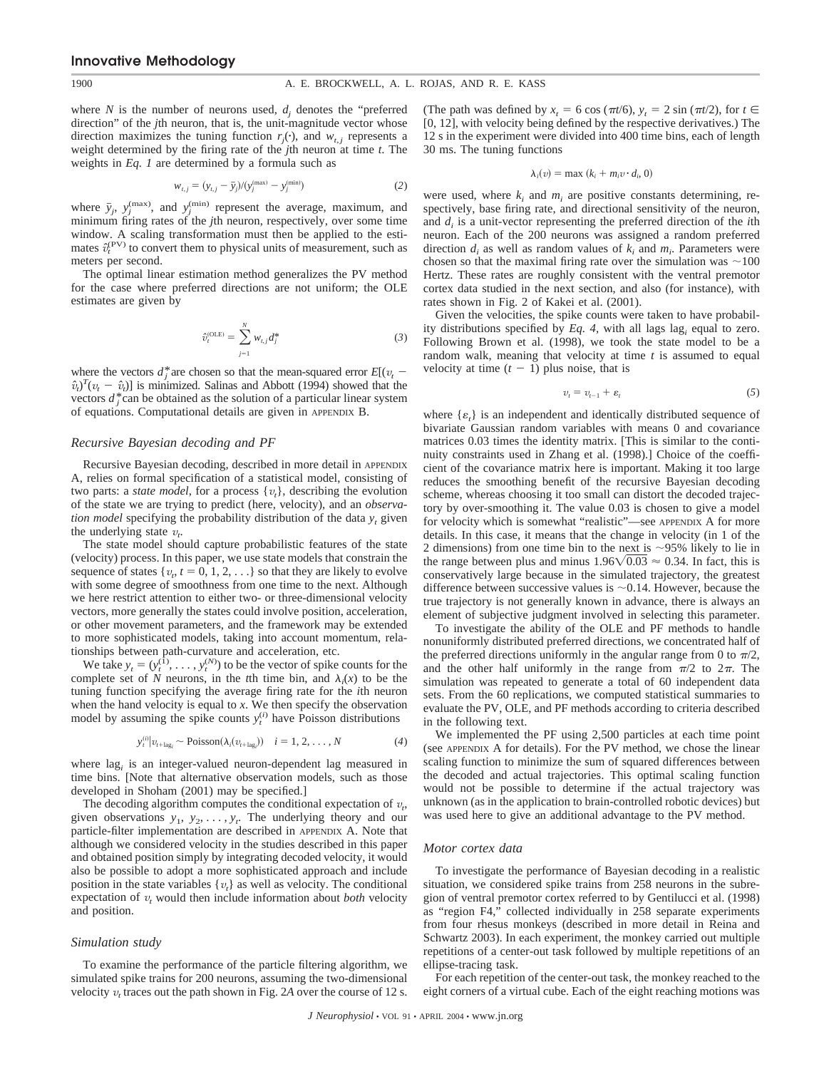where $N$ is the number of neurons used, $d_j$ denotes the "preferred direction" of the $j$th neuron, that is, the unit-magnitude vector whose direction maximizes the tuning function $r_j(\cdot)$, and $w_{t,j}$ represents a weight determined by the firing rate of the $j$th neuron at time $t$. The weights in *Eq. 1* are determined by a formula such as

$$w_{t,j} = (y_{t,j} - \bar{y}_j)/(y_j^{(\max)} - y_j^{(\min)}) \tag{2}$$

where $\bar{y}_j$, $y_j^{(\max)}$, and $y_j^{(\min)}$ represent the average, maximum, and minimum firing rates of the $j$th neuron, respectively, over some time window. A scaling transformation must then be applied to the estimates $\hat{v}_t^{(\mathrm{PV})}$ to convert them to physical units of measurement, such as meters per second.

The optimal linear estimation method generalizes the PV method for the case where preferred directions are not uniform; the OLE estimates are given by

$$\hat{v}_t^{(\mathrm{OLE})} = \sum_{j=1}^{N} w_{t,j} d_j^* \tag{3}$$

where the vectors $d_j^*$ are chosen so that the mean-squared error $E[(v_t - \hat{v}_t)^T(v_t - \hat{v}_t)]$ is minimized. Salinas and Abbott (1994) showed that the vectors $d_j^*$ can be obtained as the solution of a particular linear system of equations. Computational details are given in APPENDIX B.

### Recursive Bayesian decoding and PF

Recursive Bayesian decoding, described in more detail in APPENDIX A, relies on formal specification of a statistical model, consisting of two parts: a *state model*, for a process $\{v_t\}$, describing the evolution of the state we are trying to predict (here, velocity), and an *observation model* specifying the probability distribution of the data $y_t$ given the underlying state $v_t$.

The state model should capture probabilistic features of the state (velocity) process. In this paper, we use state models that constrain the sequence of states $\{v_t, t = 0, 1, 2, \ldots\}$ so that they are likely to evolve with some degree of smoothness from one time to the next. Although we here restrict attention to either two- or three-dimensional velocity vectors, more generally the states could involve position, acceleration, or other movement parameters, and the framework may be extended to more sophisticated models, taking into account momentum, relationships between path-curvature and acceleration, etc.

We take $y_t = (y_t^{(1)}, \ldots, y_t^{(N)})$ to be the vector of spike counts for the complete set of $N$ neurons, in the $t$th time bin, and $\lambda_i(x)$ to be the tuning function specifying the average firing rate for the $i$th neuron when the hand velocity is equal to $x$. We then specify the observation model by assuming the spike counts $y_t^{(i)}$ have Poisson distributions

$$y_t^{(i)} | v_{t+\mathrm{lag}_i} \sim \mathrm{Poisson}(\lambda_i(v_{t+\mathrm{lag}_i})) \quad i = 1, 2, \ldots, N \tag{4}$$

where $\mathrm{lag}_i$ is an integer-valued neuron-dependent lag measured in time bins. [Note that alternative observation models, such as those developed in Shoham (2001) may be specified.]

The decoding algorithm computes the conditional expectation of $v_t$, given observations $y_1, y_2, \ldots, y_t$. The underlying theory and our particle-filter implementation are described in APPENDIX A. Note that although we considered velocity in the studies described in this paper and obtained position simply by integrating decoded velocity, it would also be possible to adopt a more sophisticated approach and include position in the state variables $\{v_t\}$ as well as velocity. The conditional expectation of $v_t$ would then include information about *both* velocity and position.

### Simulation study

To examine the performance of the particle filtering algorithm, we simulated spike trains for 200 neurons, assuming the two-dimensional velocity $v_t$ traces out the path shown in Fig. 2*A* over the course of 12 s. (The path was defined by $x_t = 6\cos(\pi t/6)$, $y_t = 2\sin(\pi t/2)$, for $t \in [0, 12]$, with velocity being defined by the respective derivatives.) The 12 s in the experiment were divided into 400 time bins, each of length 30 ms. The tuning functions

$$\lambda_i(v) = \max(k_i + m_i v \cdot d_i, 0)$$

were used, where $k_i$ and $m_i$ are positive constants determining, respectively, base firing rate, and directional sensitivity of the neuron, and $d_i$ is a unit-vector representing the preferred direction of the $i$th neuron. Each of the 200 neurons was assigned a random preferred direction $d_i$ as well as random values of $k_i$ and $m_i$. Parameters were chosen so that the maximal firing rate over the simulation was ~100 Hertz. These rates are roughly consistent with the ventral premotor cortex data studied in the next section, and also (for instance), with rates shown in Fig. 2 of Kakei et al. (2001).

Given the velocities, the spike counts were taken to have probability distributions specified by *Eq. 4*, with all lags $\mathrm{lag}_i$ equal to zero. Following Brown et al. (1998), we took the state model to be a random walk, meaning that velocity at time $t$ is assumed to equal velocity at time $(t - 1)$ plus noise, that is

$$v_t = v_{t-1} + \varepsilon_t \tag{5}$$

where $\{\varepsilon_t\}$ is an independent and identically distributed sequence of bivariate Gaussian random variables with means 0 and covariance matrices 0.03 times the identity matrix. [This is similar to the continuity constraints used in Zhang et al. (1998).] Choice of the coefficient of the covariance matrix here is important. Making it too large reduces the smoothing benefit of the recursive Bayesian decoding scheme, whereas choosing it too small can distort the decoded trajectory by over-smoothing it. The value 0.03 is chosen to give a model for velocity which is somewhat "realistic"—see APPENDIX A for more details. In this case, it means that the change in velocity (in 1 of the 2 dimensions) from one time bin to the next is ~95% likely to lie in the range between plus and minus $1.96\sqrt{0.03} \approx 0.34$. In fact, this is conservatively large because in the simulated trajectory, the greatest difference between successive values is ~0.14. However, because the true trajectory is not generally known in advance, there is always an element of subjective judgment involved in selecting this parameter.

To investigate the ability of the OLE and PF methods to handle nonuniformly distributed preferred directions, we concentrated half of the preferred directions uniformly in the angular range from 0 to $\pi/2$, and the other half uniformly in the range from $\pi/2$ to $2\pi$. The simulation was repeated to generate a total of 60 independent data sets. From the 60 replications, we computed statistical summaries to evaluate the PV, OLE, and PF methods according to criteria described in the following text.

We implemented the PF using 2,500 particles at each time point (see APPENDIX A for details). For the PV method, we chose the linear scaling function to minimize the sum of squared differences between the decoded and actual trajectories. This optimal scaling function would not be possible to determine if the actual trajectory was unknown (as in the application to brain-controlled robotic devices) but was used here to give an additional advantage to the PV method.

### Motor cortex data

To investigate the performance of Bayesian decoding in a realistic situation, we considered spike trains from 258 neurons in the subregion of ventral premotor cortex referred to by Gentilucci et al. (1998) as "region F4," collected individually in 258 separate experiments from four rhesus monkeys (described in more detail in Reina and Schwartz 2003). In each experiment, the monkey carried out multiple repetitions of a center-out task followed by multiple repetitions of an ellipse-tracing task.

For each repetition of the center-out task, the monkey reached to the eight corners of a virtual cube. Each of the eight reaching motions was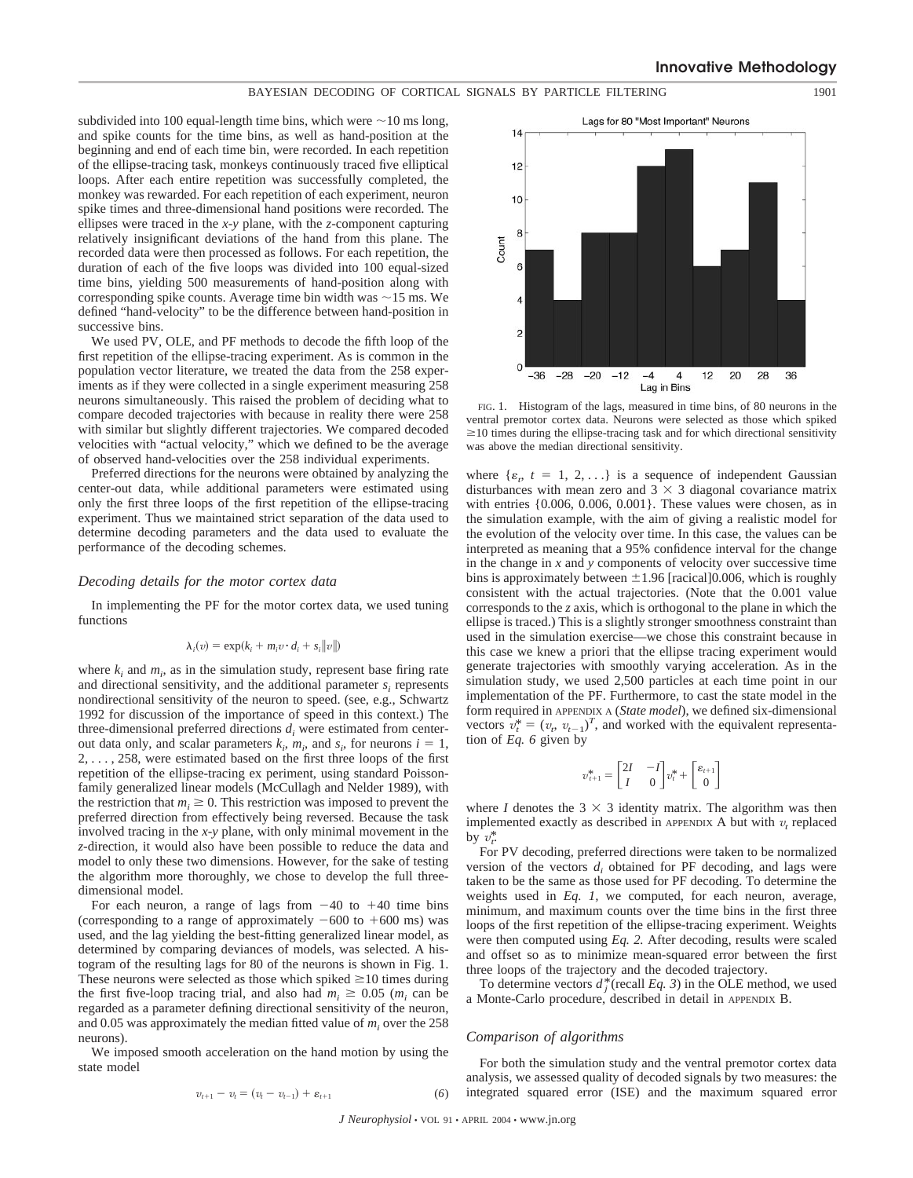subdivided into 100 equal-length time bins, which were ~10 ms long, and spike counts for the time bins, as well as hand-position at the beginning and end of each time bin, were recorded. In each repetition of the ellipse-tracing task, monkeys continuously traced five elliptical loops. After each entire repetition was successfully completed, the monkey was rewarded. For each repetition of each experiment, neuron spike times and three-dimensional hand positions were recorded. The ellipses were traced in the *x-y* plane, with the *z*-component capturing relatively insignificant deviations of the hand from this plane. The recorded data were then processed as follows. For each repetition, the duration of each of the five loops was divided into 100 equal-sized time bins, yielding 500 measurements of hand-position along with corresponding spike counts. Average time bin width was ~15 ms. We defined "hand-velocity" to be the difference between hand-position in successive bins.

We used PV, OLE, and PF methods to decode the fifth loop of the first repetition of the ellipse-tracing experiment. As is common in the population vector literature, we treated the data from the 258 experiments as if they were collected in a single experiment measuring 258 neurons simultaneously. This raised the problem of deciding what to compare decoded trajectories with because in reality there were 258 with similar but slightly different trajectories. We compared decoded velocities with "actual velocity," which we defined to be the average of observed hand-velocities over the 258 individual experiments.

Preferred directions for the neurons were obtained by analyzing the center-out data, while additional parameters were estimated using only the first three loops of the first repetition of the ellipse-tracing experiment. Thus we maintained strict separation of the data used to determine decoding parameters and the data used to evaluate the performance of the decoding schemes.

### *Decoding details for the motor cortex data*

In implementing the PF for the motor cortex data, we used tuning functions

$$\lambda_i(v) = \exp(k_i + m_i v \cdot d_i + s_i \|v\|)$$

where $k_i$ and $m_i$, as in the simulation study, represent base firing rate and directional sensitivity, and the additional parameter $s_i$ represents nondirectional sensitivity of the neuron to speed. (see, e.g., Schwartz 1992 for discussion of the importance of speed in this context.) The three-dimensional preferred directions $d_i$ were estimated from center-out data only, and scalar parameters $k_i$, $m_i$, and $s_i$, for neurons $i = 1, 2, \ldots, 258$, were estimated based on the first three loops of the first repetition of the ellipse-tracing ex periment, using standard Poisson-family generalized linear models (McCullagh and Nelder 1989), with the restriction that $m_i \geq 0$. This restriction was imposed to prevent the preferred direction from effectively being reversed. Because the task involved tracing in the *x-y* plane, with only minimal movement in the *z*-direction, it would also have been possible to reduce the data and model to only these two dimensions. However, for the sake of testing the algorithm more thoroughly, we chose to develop the full three-dimensional model.

For each neuron, a range of lags from −40 to +40 time bins (corresponding to a range of approximately −600 to +600 ms) was used, and the lag yielding the best-fitting generalized linear model, as determined by comparing deviances of models, was selected. A histogram of the resulting lags for 80 of the neurons is shown in Fig. 1. These neurons were selected as those which spiked ≥10 times during the first five-loop tracing trial, and also had $m_i \geq 0.05$ ($m_i$ can be regarded as a parameter defining directional sensitivity of the neuron, and 0.05 was approximately the median fitted value of $m_i$ over the 258 neurons).

We imposed smooth acceleration on the hand motion by using the state model

$$v_{t+1} - v_t = (v_t - v_{t-1}) + \varepsilon_{t+1} \quad (6)$$

FIG. 1. Histogram of the lags, measured in time bins, of 80 neurons in the ventral premotor cortex data. Neurons were selected as those which spiked ≥10 times during the ellipse-tracing task and for which directional sensitivity was above the median directional sensitivity.

where $\{\varepsilon_t, t = 1, 2, \ldots\}$ is a sequence of independent Gaussian disturbances with mean zero and 3 × 3 diagonal covariance matrix with entries {0.006, 0.006, 0.001}. These values were chosen, as in the simulation example, with the aim of giving a realistic model for the evolution of the velocity over time. In this case, the values can be interpreted as meaning that a 95% confidence interval for the change in the change in *x* and *y* components of velocity over successive time bins is approximately between ±1.96 [racical]0.006, which is roughly consistent with the actual trajectories. (Note that the 0.001 value corresponds to the *z* axis, which is orthogonal to the plane in which the ellipse is traced.) This is a slightly stronger smoothness constraint than used in the simulation exercise—we chose this constraint because in this case we knew a priori that the ellipse tracing experiment would generate trajectories with smoothly varying acceleration. As in the simulation study, we used 2,500 particles at each time point in our implementation of the PF. Furthermore, to cast the state model in the form required in APPENDIX A (*State model*), we defined six-dimensional vectors $v_t^* = (v_t, v_{t-1})^T$, and worked with the equivalent representation of *Eq. 6* given by

$$v_{t+1}^* = \begin{bmatrix} 2I & -I \\ I & 0 \end{bmatrix} v_t^* + \begin{bmatrix} \varepsilon_{t+1} \\ 0 \end{bmatrix}$$

where $I$ denotes the 3 × 3 identity matrix. The algorithm was then implemented exactly as described in APPENDIX A but with $v_t$ replaced by $v_t^*$.

For PV decoding, preferred directions were taken to be normalized version of the vectors $d_i$ obtained for PF decoding, and lags were taken to be the same as those used for PF decoding. To determine the weights used in *Eq. 1*, we computed, for each neuron, average, minimum, and maximum counts over the time bins in the first three loops of the first repetition of the ellipse-tracing experiment. Weights were then computed using *Eq. 2.* After decoding, results were scaled and offset so as to minimize mean-squared error between the first three loops of the trajectory and the decoded trajectory.

To determine vectors $d_j^*$(recall *Eq. 3*) in the OLE method, we used a Monte-Carlo procedure, described in detail in APPENDIX B.

### *Comparison of algorithms*

For both the simulation study and the ventral premotor cortex data analysis, we assessed quality of decoded signals by two measures: the integrated squared error (ISE) and the maximum squared error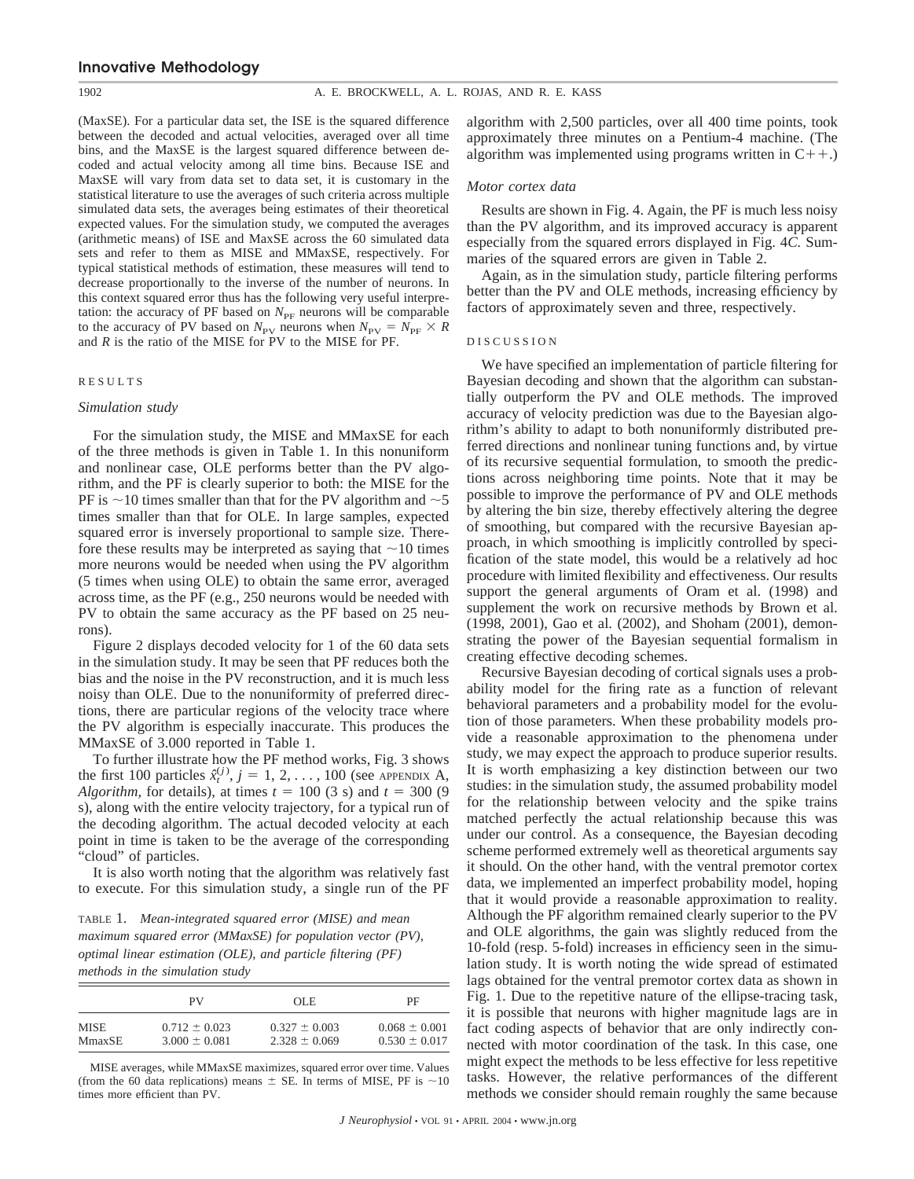(MaxSE). For a particular data set, the ISE is the squared difference between the decoded and actual velocities, averaged over all time bins, and the MaxSE is the largest squared difference between decoded and actual velocity among all time bins. Because ISE and MaxSE will vary from data set to data set, it is customary in the statistical literature to use the averages of such criteria across multiple simulated data sets, the averages being estimates of their theoretical expected values. For the simulation study, we computed the averages (arithmetic means) of ISE and MaxSE across the 60 simulated data sets and refer to them as MISE and MMaxSE, respectively. For typical statistical methods of estimation, these measures will tend to decrease proportionally to the inverse of the number of neurons. In this context squared error thus has the following very useful interpretation: the accuracy of PF based on $N_{\mathrm{PF}}$ neurons will be comparable to the accuracy of PV based on $N_{\mathrm{PV}}$ neurons when $N_{\mathrm{PV}} = N_{\mathrm{PF}} \times R$ and $R$ is the ratio of the MISE for PV to the MISE for PF.

## RESULTS

### *Simulation study*

For the simulation study, the MISE and MMaxSE for each of the three methods is given in Table 1. In this nonuniform and nonlinear case, OLE performs better than the PV algorithm, and the PF is clearly superior to both: the MISE for the PF is ~10 times smaller than that for the PV algorithm and ~5 times smaller than that for OLE. In large samples, expected squared error is inversely proportional to sample size. Therefore these results may be interpreted as saying that ~10 times more neurons would be needed when using the PV algorithm (5 times when using OLE) to obtain the same error, averaged across time, as the PF (e.g., 250 neurons would be needed with PV to obtain the same accuracy as the PF based on 25 neurons).

Figure 2 displays decoded velocity for 1 of the 60 data sets in the simulation study. It may be seen that PF reduces both the bias and the noise in the PV reconstruction, and it is much less noisy than OLE. Due to the nonuniformity of preferred directions, there are particular regions of the velocity trace where the PV algorithm is especially inaccurate. This produces the MMaxSE of 3.000 reported in Table 1.

To further illustrate how the PF method works, Fig. 3 shows the first 100 particles $\hat{x}_t^{(j)}$, $j = 1, 2, \ldots, 100$ (see APPENDIX A, *Algorithm*, for details), at times $t = 100$ (3 s) and $t = 300$ (9 s), along with the entire velocity trajectory, for a typical run of the decoding algorithm. The actual decoded velocity at each point in time is taken to be the average of the corresponding "cloud" of particles.

It is also worth noting that the algorithm was relatively fast to execute. For this simulation study, a single run of the PF algorithm with 2,500 particles, over all 400 time points, took approximately three minutes on a Pentium-4 machine. (The algorithm was implemented using programs written in C++.)

TABLE 1. *Mean-integrated squared error (MISE) and mean maximum squared error (MMaxSE) for population vector (PV), optimal linear estimation (OLE), and particle filtering (PF) methods in the simulation study*

| | PV | OLE | PF |
|---|---|---|---|
| MISE | $0.712 \pm 0.023$ | $0.327 \pm 0.003$ | $0.068 \pm 0.001$ |
| MmaxSE | $3.000 \pm 0.081$ | $2.328 \pm 0.069$ | $0.530 \pm 0.017$ |

MISE averages, while MMaxSE maximizes, squared error over time. Values (from the 60 data replications) means ± SE. In terms of MISE, PF is ~10 times more efficient than PV.

### *Motor cortex data*

Results are shown in Fig. 4. Again, the PF is much less noisy than the PV algorithm, and its improved accuracy is apparent especially from the squared errors displayed in Fig. 4*C*. Summaries of the squared errors are given in Table 2.

Again, as in the simulation study, particle filtering performs better than the PV and OLE methods, increasing efficiency by factors of approximately seven and three, respectively.

## DISCUSSION

We have specified an implementation of particle filtering for Bayesian decoding and shown that the algorithm can substantially outperform the PV and OLE methods. The improved accuracy of velocity prediction was due to the Bayesian algorithm's ability to adapt to both nonuniformly distributed preferred directions and nonlinear tuning functions and, by virtue of its recursive sequential formulation, to smooth the predictions across neighboring time points. Note that it may be possible to improve the performance of PV and OLE methods by altering the bin size, thereby effectively altering the degree of smoothing, but compared with the recursive Bayesian approach, in which smoothing is implicitly controlled by specification of the state model, this would be a relatively ad hoc procedure with limited flexibility and effectiveness. Our results support the general arguments of Oram et al. (1998) and supplement the work on recursive methods by Brown et al. (1998, 2001), Gao et al. (2002), and Shoham (2001), demonstrating the power of the Bayesian sequential formalism in creating effective decoding schemes.

Recursive Bayesian decoding of cortical signals uses a probability model for the firing rate as a function of relevant behavioral parameters and a probability model for the evolution of those parameters. When these probability models provide a reasonable approximation to the phenomena under study, we may expect the approach to produce superior results. It is worth emphasizing a key distinction between our two studies: in the simulation study, the assumed probability model for the relationship between velocity and the spike trains matched perfectly the actual relationship because this was under our control. As a consequence, the Bayesian decoding scheme performed extremely well as theoretical arguments say it should. On the other hand, with the ventral premotor cortex data, we implemented an imperfect probability model, hoping that it would provide a reasonable approximation to reality. Although the PF algorithm remained clearly superior to the PV and OLE algorithms, the gain was slightly reduced from the 10-fold (resp. 5-fold) increases in efficiency seen in the simulation study. It is worth noting the wide spread of estimated lags obtained for the ventral premotor cortex data as shown in Fig. 1. Due to the repetitive nature of the ellipse-tracing task, it is possible that neurons with higher magnitude lags are in fact coding aspects of behavior that are only indirectly connected with motor coordination of the task. In this case, one might expect the methods to be less effective for less repetitive tasks. However, the relative performances of the different methods we consider should remain roughly the same because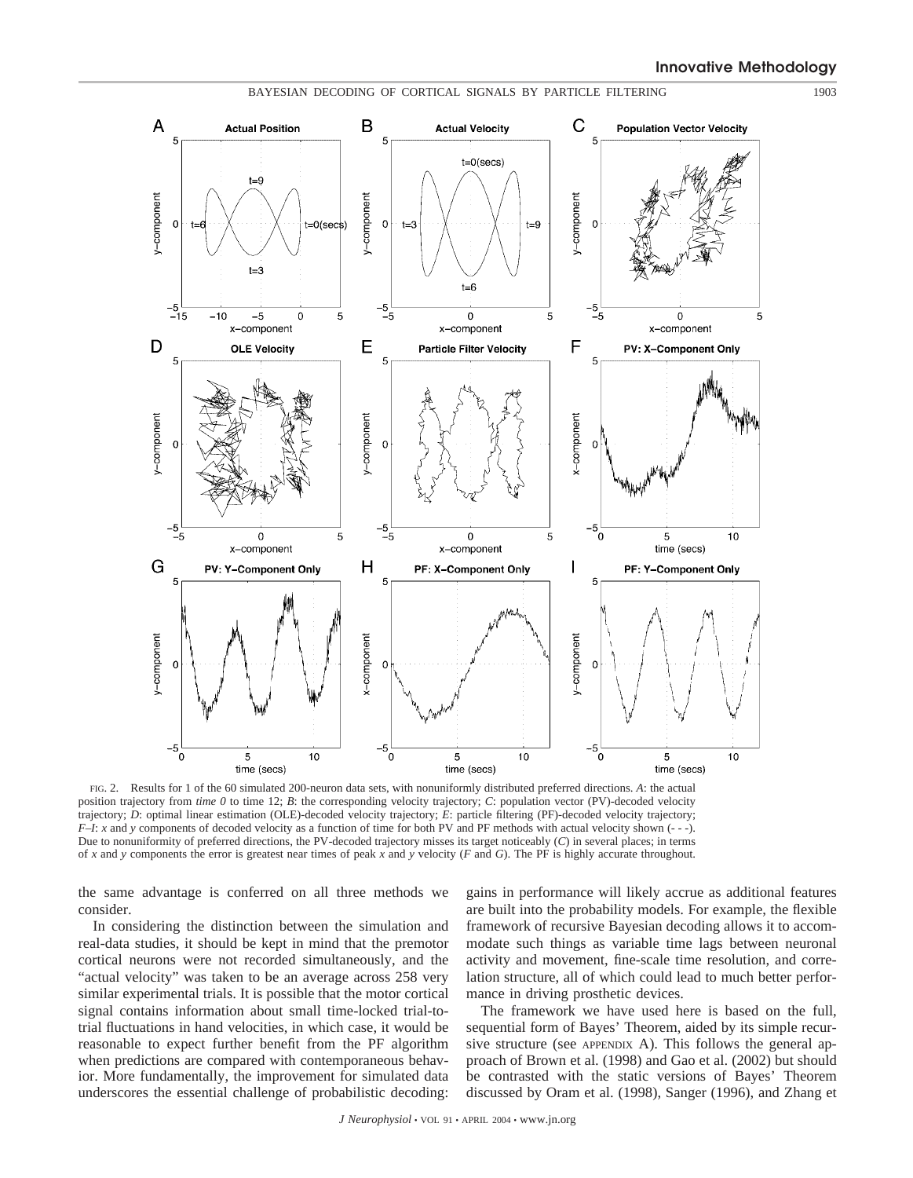FIG. 2. Results for 1 of the 60 simulated 200-neuron data sets, with nonuniformly distributed preferred directions. *A*: the actual position trajectory from *time 0* to time 12; *B*: the corresponding velocity trajectory; *C*: population vector (PV)-decoded velocity trajectory; *D*: optimal linear estimation (OLE)-decoded velocity trajectory; *E*: particle filtering (PF)-decoded velocity trajectory; *F–I*: *x* and *y* components of decoded velocity as a function of time for both PV and PF methods with actual velocity shown (- - -). Due to nonuniformity of preferred directions, the PV-decoded trajectory misses its target noticeably (*C*) in several places; in terms of *x* and *y* components the error is greatest near times of peak *x* and *y* velocity (*F* and *G*). The PF is highly accurate throughout.

the same advantage is conferred on all three methods we consider.

In considering the distinction between the simulation and real-data studies, it should be kept in mind that the premotor cortical neurons were not recorded simultaneously, and the "actual velocity" was taken to be an average across 258 very similar experimental trials. It is possible that the motor cortical signal contains information about small time-locked trial-to-trial fluctuations in hand velocities, in which case, it would be reasonable to expect further benefit from the PF algorithm when predictions are compared with contemporaneous behavior. More fundamentally, the improvement for simulated data underscores the essential challenge of probabilistic decoding: gains in performance will likely accrue as additional features are built into the probability models. For example, the flexible framework of recursive Bayesian decoding allows it to accommodate such things as variable time lags between neuronal activity and movement, fine-scale time resolution, and correlation structure, all of which could lead to much better performance in driving prosthetic devices.

The framework we have used here is based on the full, sequential form of Bayes' Theorem, aided by its simple recursive structure (see APPENDIX A). This follows the general approach of Brown et al. (1998) and Gao et al. (2002) but should be contrasted with the static versions of Bayes' Theorem discussed by Oram et al. (1998), Sanger (1996), and Zhang et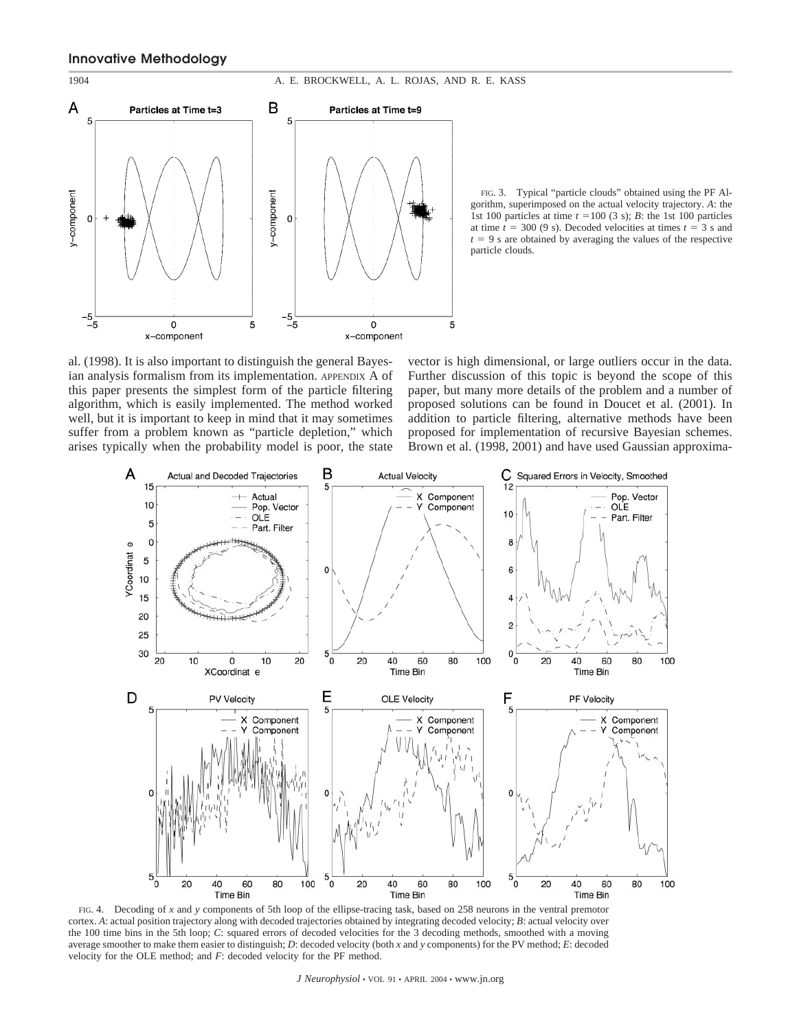FIG. 3. Typical "particle clouds" obtained using the PF Algorithm, superimposed on the actual velocity trajectory. *A*: the 1st 100 particles at time $t = 100$ (3 s); *B*: the 1st 100 particles at time $t = 300$ (9 s). Decoded velocities at times $t = 3$ s and $t = 9$ s are obtained by averaging the values of the respective particle clouds.

al. (1998). It is also important to distinguish the general Bayesian analysis formalism from its implementation. APPENDIX A of this paper presents the simplest form of the particle filtering algorithm, which is easily implemented. The method worked well, but it is important to keep in mind that it may sometimes suffer from a problem known as "particle depletion," which arises typically when the probability model is poor, the state vector is high dimensional, or large outliers occur in the data. Further discussion of this topic is beyond the scope of this paper, but many more details of the problem and a number of proposed solutions can be found in Doucet et al. (2001). In addition to particle filtering, alternative methods have been proposed for implementation of recursive Bayesian schemes. Brown et al. (1998, 2001) and have used Gaussian approxima-

FIG. 4. Decoding of *x* and *y* components of 5th loop of the ellipse-tracing task, based on 258 neurons in the ventral premotor cortex. *A*: actual position trajectory along with decoded trajectories obtained by integrating decoded velocity; *B*: actual velocity over the 100 time bins in the 5th loop; *C*: squared errors of decoded velocities for the 3 decoding methods, smoothed with a moving average smoother to make them easier to distinguish; *D*: decoded velocity (both *x* and *y* components) for the PV method; *E*: decoded velocity for the OLE method; and *F*: decoded velocity for the PF method.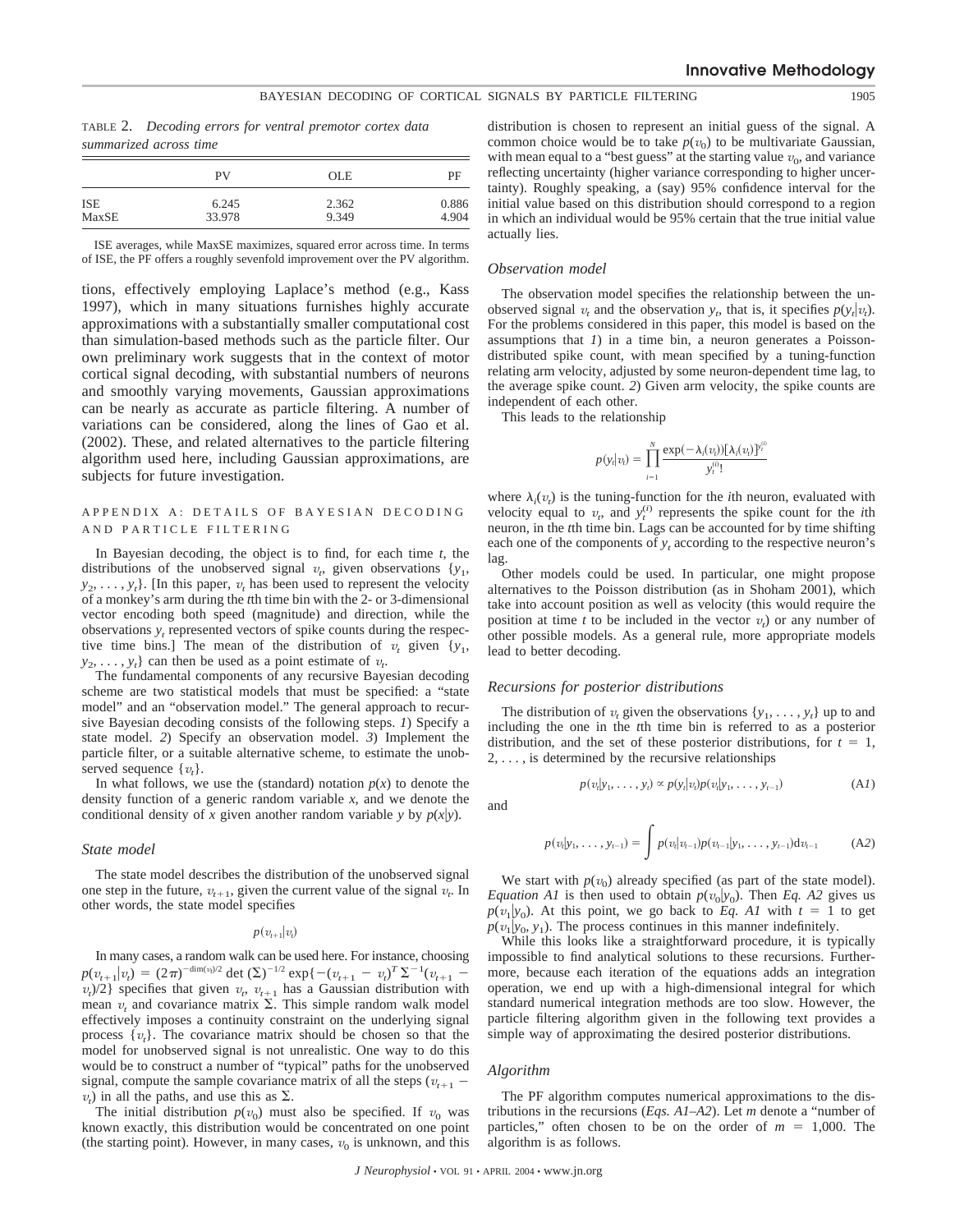TABLE 2. *Decoding errors for ventral premotor cortex data summarized across time*

| | PV | OLE | PF |
|---|---|---|---|
| ISE | 6.245 | 2.362 | 0.886 |
| MaxSE | 33.978 | 9.349 | 4.904 |

ISE averages, while MaxSE maximizes, squared error across time. In terms of ISE, the PF offers a roughly sevenfold improvement over the PV algorithm.

tions, effectively employing Laplace's method (e.g., Kass 1997), which in many situations furnishes highly accurate approximations with a substantially smaller computational cost than simulation-based methods such as the particle filter. Our own preliminary work suggests that in the context of motor cortical signal decoding, with substantial numbers of neurons and smoothly varying movements, Gaussian approximations can be nearly as accurate as particle filtering. A number of variations can be considered, along the lines of Gao et al. (2002). These, and related alternatives to the particle filtering algorithm used here, including Gaussian approximations, are subjects for future investigation.

## APPENDIX A: DETAILS OF BAYESIAN DECODING AND PARTICLE FILTERING

In Bayesian decoding, the object is to find, for each time $t$, the distributions of the unobserved signal $v_t$, given observations $\{y_1, y_2, \ldots, y_t\}$. [In this paper, $v_t$ has been used to represent the velocity of a monkey's arm during the $t$th time bin with the 2- or 3-dimensional vector encoding both speed (magnitude) and direction, while the observations $y_t$ represented vectors of spike counts during the respective time bins.] The mean of the distribution of $v_t$ given $\{y_1, y_2, \ldots, y_t\}$ can then be used as a point estimate of $v_t$.

The fundamental components of any recursive Bayesian decoding scheme are two statistical models that must be specified: a "state model" and an "observation model." The general approach to recursive Bayesian decoding consists of the following steps. *1*) Specify a state model. *2*) Specify an observation model. *3*) Implement the particle filter, or a suitable alternative scheme, to estimate the unobserved sequence $\{v_t\}$.

In what follows, we use the (standard) notation $p(x)$ to denote the density function of a generic random variable $x$, and we denote the conditional density of $x$ given another random variable $y$ by $p(x|y)$.

### *State model*

The state model describes the distribution of the unobserved signal one step in the future, $v_{t+1}$, given the current value of the signal $v_t$. In other words, the state model specifies

$$p(v_{t+1}|v_t)$$

In many cases, a random walk can be used here. For instance, choosing $p(v_{t+1}|v_t) = (2\pi)^{-\dim(v_t)/2} \det(\Sigma)^{-1/2} \exp\{-(v_{t+1} - v_t)^T \Sigma^{-1}(v_{t+1} - v_t)/2\}$ specifies that given $v_t$, $v_{t+1}$ has a Gaussian distribution with mean $v_t$ and covariance matrix $\Sigma$. This simple random walk model effectively imposes a continuity constraint on the underlying signal process $\{v_t\}$. The covariance matrix should be chosen so that the model for unobserved signal is not unrealistic. One way to do this would be to construct a number of "typical" paths for the unobserved signal, compute the sample covariance matrix of all the steps $(v_{t+1} - v_t)$ in all the paths, and use this as $\Sigma$.

The initial distribution $p(v_0)$ must also be specified. If $v_0$ was known exactly, this distribution would be concentrated on one point (the starting point). However, in many cases, $v_0$ is unknown, and this distribution is chosen to represent an initial guess of the signal. A common choice would be to take $p(v_0)$ to be multivariate Gaussian, with mean equal to a "best guess" at the starting value $v_0$, and variance reflecting uncertainty (higher variance corresponding to higher uncertainty). Roughly speaking, a (say) 95% confidence interval for the initial value based on this distribution should correspond to a region in which an individual would be 95% certain that the true initial value actually lies.

### *Observation model*

The observation model specifies the relationship between the unobserved signal $v_t$ and the observation $y_t$, that is, it specifies $p(y_t|v_t)$. For the problems considered in this paper, this model is based on the assumptions that *1*) in a time bin, a neuron generates a Poisson-distributed spike count, with mean specified by a tuning-function relating arm velocity, adjusted by some neuron-dependent time lag, to the average spike count. *2*) Given arm velocity, the spike counts are independent of each other.

This leads to the relationship

$$p(y_t|v_t) = \prod_{i=1}^{N} \frac{\exp(-\lambda_i(v_t))[\lambda_i(v_t)]^{y_t^{(i)}}}{y_t^{(i)}!}$$

where $\lambda_i(v_t)$ is the tuning-function for the $i$th neuron, evaluated with velocity equal to $v_t$, and $y_t^{(i)}$ represents the spike count for the $i$th neuron, in the $t$th time bin. Lags can be accounted for by time shifting each one of the components of $y_t$ according to the respective neuron's lag.

Other models could be used. In particular, one might propose alternatives to the Poisson distribution (as in Shoham 2001), which take into account position as well as velocity (this would require the position at time $t$ to be included in the vector $v_t$) or any number of other possible models. As a general rule, more appropriate models lead to better decoding.

### *Recursions for posterior distributions*

The distribution of $v_t$ given the observations $\{y_1, \ldots, y_t\}$ up to and including the one in the $t$th time bin is referred to as a posterior distribution, and the set of these posterior distributions, for $t = 1, 2, \ldots$, is determined by the recursive relationships

$$p(v_t|y_1, \ldots, y_t) \propto p(y_t|v_t)p(v_t|y_1, \ldots, y_{t-1}) \tag{A1}$$

and

$$p(v_t|y_1, \ldots, y_{t-1}) = \int p(v_t|v_{t-1})p(v_{t-1}|y_1, \ldots, y_{t-1})dv_{t-1} \tag{A2}$$

We start with $p(v_0)$ already specified (as part of the state model). *Equation A1* is then used to obtain $p(v_0|y_0)$. Then *Eq. A2* gives us $p(v_1|y_0)$. At this point, we go back to *Eq. A1* with $t = 1$ to get $p(v_1|y_0, y_1)$. The process continues in this manner indefinitely.

While this looks like a straightforward procedure, it is typically impossible to find analytical solutions to these recursions. Furthermore, because each iteration of the equations adds an integration operation, we end up with a high-dimensional integral for which standard numerical integration methods are too slow. However, the particle filtering algorithm given in the following text provides a simple way of approximating the desired posterior distributions.

### *Algorithm*

The PF algorithm computes numerical approximations to the distributions in the recursions (*Eqs. A1–A2*). Let $m$ denote a "number of particles," often chosen to be on the order of $m = 1{,}000$. The algorithm is as follows.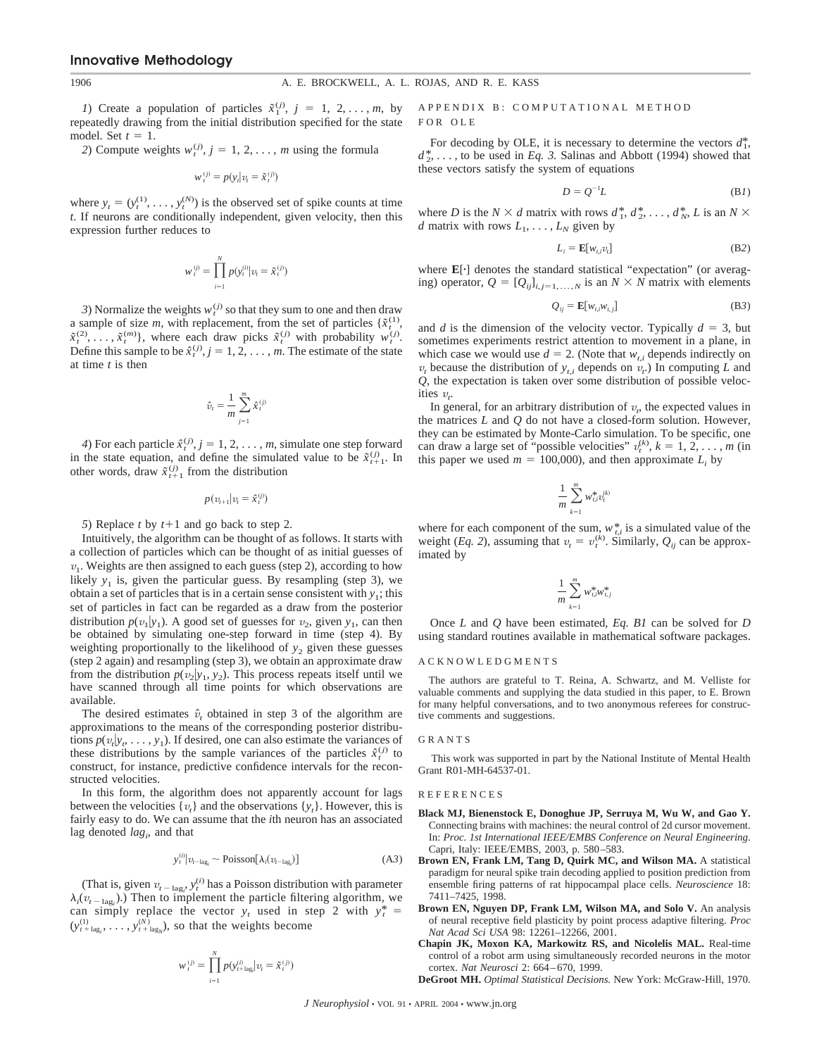*1*) Create a population of particles $\tilde{x}_1^{(j)}$, $j = 1, 2, \ldots, m$, by repeatedly drawing from the initial distribution specified for the state model. Set $t = 1$.

*2*) Compute weights $w_t^{(j)}$, $j = 1, 2, \ldots, m$ using the formula

$$w_t^{(j)} = p(y_t | v_t = \tilde{x}_t^{(j)})$$

where $y_t = (y_t^{(1)}, \ldots, y_t^{(N)})$ is the observed set of spike counts at time $t$. If neurons are conditionally independent, given velocity, then this expression further reduces to

$$w_t^{(j)} = \prod_{i=1}^{N} p(y_t^{(i)} | v_t = \tilde{x}_t^{(j)})$$

*3*) Normalize the weights $w_t^{(j)}$ so that they sum to one and then draw a sample of size $m$, with replacement, from the set of particles $\{\tilde{x}_t^{(1)}, \tilde{x}_t^{(2)}, \ldots, \tilde{x}_t^{(m)}\}$, where each draw picks $\tilde{x}_t^{(j)}$ with probability $w_t^{(j)}$. Define this sample to be $\hat{x}_t^{(j)}$, $j = 1, 2, \ldots, m$. The estimate of the state at time $t$ is then

$$\hat{v}_t = \frac{1}{m} \sum_{j=1}^{m} \hat{x}_t^{(j)}$$

*4*) For each particle $\hat{x}_t^{(j)}$, $j = 1, 2, \ldots, m$, simulate one step forward in the state equation, and define the simulated value to be $\tilde{x}_{t+1}^{(j)}$. In other words, draw $\tilde{x}_{t+1}^{(j)}$ from the distribution

$$p(v_{t+1} | v_t = \hat{x}_t^{(j)})$$

*5*) Replace $t$ by $t+1$ and go back to step 2.

Intuitively, the algorithm can be thought of as follows. It starts with a collection of particles which can be thought of as initial guesses of $v_1$. Weights are then assigned to each guess (step 2), according to how likely $y_1$ is, given the particular guess. By resampling (step 3), we obtain a set of particles that is in a certain sense consistent with $y_1$; this set of particles in fact can be regarded as a draw from the posterior distribution $p(v_1|y_1)$. A good set of guesses for $v_2$, given $y_1$, can then be obtained by simulating one-step forward in time (step 4). By weighting proportionally to the likelihood of $y_2$ given these guesses (step 2 again) and resampling (step 3), we obtain an approximate draw from the distribution $p(v_2|y_1, y_2)$. This process repeats itself until we have scanned through all time points for which observations are available.

The desired estimates $\hat{v}_t$ obtained in step 3 of the algorithm are approximations to the means of the corresponding posterior distributions $p(v_t|y_t, \ldots, y_1)$. If desired, one can also estimate the variances of these distributions by the sample variances of the particles $\hat{x}_t^{(j)}$ to construct, for instance, predictive confidence intervals for the reconstructed velocities.

In this form, the algorithm does not apparently account for lags between the velocities $\{v_t\}$ and the observations $\{y_t\}$. However, this is fairly easy to do. We can assume that the $i$th neuron has an associated lag denoted $lag_i$, and that

$$y_t^{(i)} | v_{t-\text{lag}_i} \sim \text{Poisson}[\lambda_i(v_{t-\text{lag}_i})] \tag{A3}$$

(That is, given $v_{t-\text{lag}_i}$, $y_t^{(i)}$ has a Poisson distribution with parameter $\lambda_i(v_{t-\text{lag}_i})$.) Then to implement the particle filtering algorithm, we can simply replace the vector $y_t$ used in step 2 with $y_t^* = (y_{t+\text{lag}_1}^{(1)}, \ldots, y_{t+\text{lag}_N}^{(N)})$, so that the weights become

$$w_t^{(j)} = \prod_{i=1}^{N} p(y_{t+\text{lag}_i}^{(i)} | v_t = \tilde{x}_t^{(j)})$$

## APPENDIX B: COMPUTATIONAL METHOD FOR OLE

For decoding by OLE, it is necessary to determine the vectors $d_1^*$, $d_2^*$, ..., to be used in *Eq. 3.* Salinas and Abbott (1994) showed that these vectors satisfy the system of equations

$$D = Q^{-1}L \tag{B1}$$

where $D$ is the $N \times d$ matrix with rows $d_1^*, d_2^*, \ldots, d_N^*$, $L$ is an $N \times d$ matrix with rows $L_1, \ldots, L_N$ given by

$$L_i = \mathbf{E}[w_{t,i} v_t] \tag{B2}$$

where $\mathbf{E}[\cdot]$ denotes the standard statistical "expectation" (or averaging) operator, $Q = [Q_{ij}]_{i,j=1,\ldots,N}$ is an $N \times N$ matrix with elements

$$Q_{ij} = \mathbf{E}[w_{t,i} w_{t,j}] \tag{B3}$$

and $d$ is the dimension of the velocity vector. Typically $d = 3$, but sometimes experiments restrict attention to movement in a plane, in which case we would use $d = 2$. (Note that $w_{t,i}$ depends indirectly on $v_t$ because the distribution of $y_{t,i}$ depends on $v_t$.) In computing $L$ and $Q$, the expectation is taken over some distribution of possible velocities $v_t$.

In general, for an arbitrary distribution of $v_t$, the expected values in the matrices $L$ and $Q$ do not have a closed-form solution. However, they can be estimated by Monte-Carlo simulation. To be specific, one can draw a large set of "possible velocities" $v_t^{(k)}$, $k = 1, 2, \ldots, m$ (in this paper we used $m = 100{,}000$), and then approximate $L_i$ by

$$\frac{1}{m} \sum_{k=1}^{m} w_{t,i}^* v_t^{(k)}$$

where for each component of the sum, $w_{t,i}^*$ is a simulated value of the weight (*Eq. 2*), assuming that $v_t = v_t^{(k)}$. Similarly, $Q_{ij}$ can be approximated by

$$\frac{1}{m} \sum_{k=1}^{m} w_{t,i}^* w_{t,j}^*$$

Once $L$ and $Q$ have been estimated, *Eq. B1* can be solved for $D$ using standard routines available in mathematical software packages.

## ACKNOWLEDGMENTS

The authors are grateful to T. Reina, A. Schwartz, and M. Velliste for valuable comments and supplying the data studied in this paper, to E. Brown for many helpful conversations, and to two anonymous referees for constructive comments and suggestions.

## GRANTS

This work was supported in part by the National Institute of Mental Health Grant R01-MH-64537-01.

## REFERENCES

**Black MJ, Bienenstock E, Donoghue JP, Serruya M, Wu W, and Gao Y.** Connecting brains with machines: the neural control of 2d cursor movement. In: *Proc. 1st International IEEE/EMBS Conference on Neural Engineering*. Capri, Italy: IEEE/EMBS, 2003, p. 580–583.

**Brown EN, Frank LM, Tang D, Quirk MC, and Wilson MA.** A statistical paradigm for neural spike train decoding applied to position prediction from ensemble firing patterns of rat hippocampal place cells. *Neuroscience* 18: 7411–7425, 1998.

**Brown EN, Nguyen DP, Frank LM, Wilson MA, and Solo V.** An analysis of neural receptive field plasticity by point process adaptive filtering. *Proc Nat Acad Sci USA* 98: 12261–12266, 2001.

**Chapin JK, Moxon KA, Markowitz RS, and Nicolelis MAL.** Real-time control of a robot arm using simultaneously recorded neurons in the motor cortex. *Nat Neurosci* 2: 664–670, 1999.

**DeGroot MH.** *Optimal Statistical Decisions.* New York: McGraw-Hill, 1970.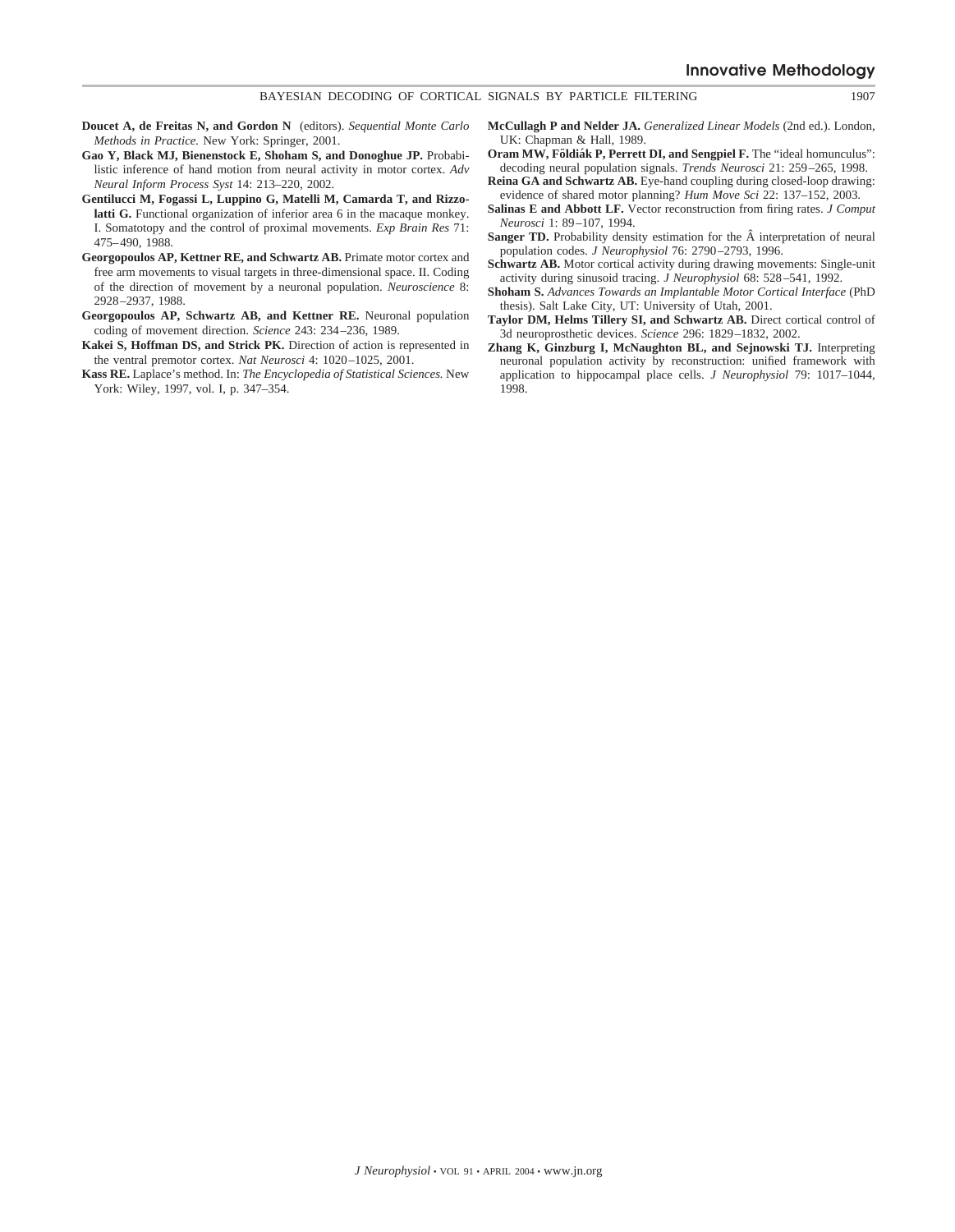**Doucet A, de Freitas N, and Gordon N** (editors). *Sequential Monte Carlo Methods in Practice.* New York: Springer, 2001.

**Gao Y, Black MJ, Bienenstock E, Shoham S, and Donoghue JP.** Probabilistic inference of hand motion from neural activity in motor cortex. *Adv Neural Inform Process Syst* 14: 213–220, 2002.

**Gentilucci M, Fogassi L, Luppino G, Matelli M, Camarda T, and Rizzolatti G.** Functional organization of inferior area 6 in the macaque monkey. I. Somatotopy and the control of proximal movements. *Exp Brain Res* 71: 475–490, 1988.

**Georgopoulos AP, Kettner RE, and Schwartz AB.** Primate motor cortex and free arm movements to visual targets in three-dimensional space. II. Coding of the direction of movement by a neuronal population. *Neuroscience* 8: 2928–2937, 1988.

**Georgopoulos AP, Schwartz AB, and Kettner RE.** Neuronal population coding of movement direction. *Science* 243: 234–236, 1989.

**Kakei S, Hoffman DS, and Strick PK.** Direction of action is represented in the ventral premotor cortex. *Nat Neurosci* 4: 1020–1025, 2001.

**Kass RE.** Laplace's method. In: *The Encyclopedia of Statistical Sciences.* New York: Wiley, 1997, vol. I, p. 347–354.

**McCullagh P and Nelder JA.** *Generalized Linear Models* (2nd ed.). London, UK: Chapman & Hall, 1989.

**Oram MW, Földiák P, Perrett DI, and Sengpiel F.** The "ideal homunculus": decoding neural population signals. *Trends Neurosci* 21: 259–265, 1998.

**Reina GA and Schwartz AB.** Eye-hand coupling during closed-loop drawing: evidence of shared motor planning? *Hum Move Sci* 22: 137–152, 2003.

**Salinas E and Abbott LF.** Vector reconstruction from firing rates. *J Comput Neurosci* 1: 89–107, 1994.

**Sanger TD.** Probability density estimation for the Â interpretation of neural population codes. *J Neurophysiol* 76: 2790–2793, 1996.

**Schwartz AB.** Motor cortical activity during drawing movements: Single-unit activity during sinusoid tracing. *J Neurophysiol* 68: 528–541, 1992.

**Shoham S.** *Advances Towards an Implantable Motor Cortical Interface* (PhD thesis). Salt Lake City, UT: University of Utah, 2001.

**Taylor DM, Helms Tillery SI, and Schwartz AB.** Direct cortical control of 3d neuroprosthetic devices. *Science* 296: 1829–1832, 2002.

**Zhang K, Ginzburg I, McNaughton BL, and Sejnowski TJ.** Interpreting neuronal population activity by reconstruction: unified framework with application to hippocampal place cells. *J Neurophysiol* 79: 1017–1044, 1998.